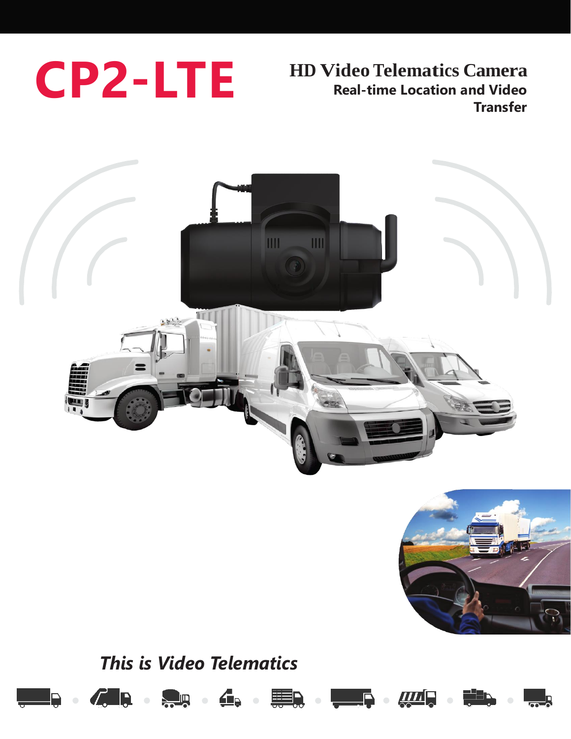# CP2-LTE

## HD Video Telematics Camera

**Real-time Location and Video Transfer**

***This is Video Telematics***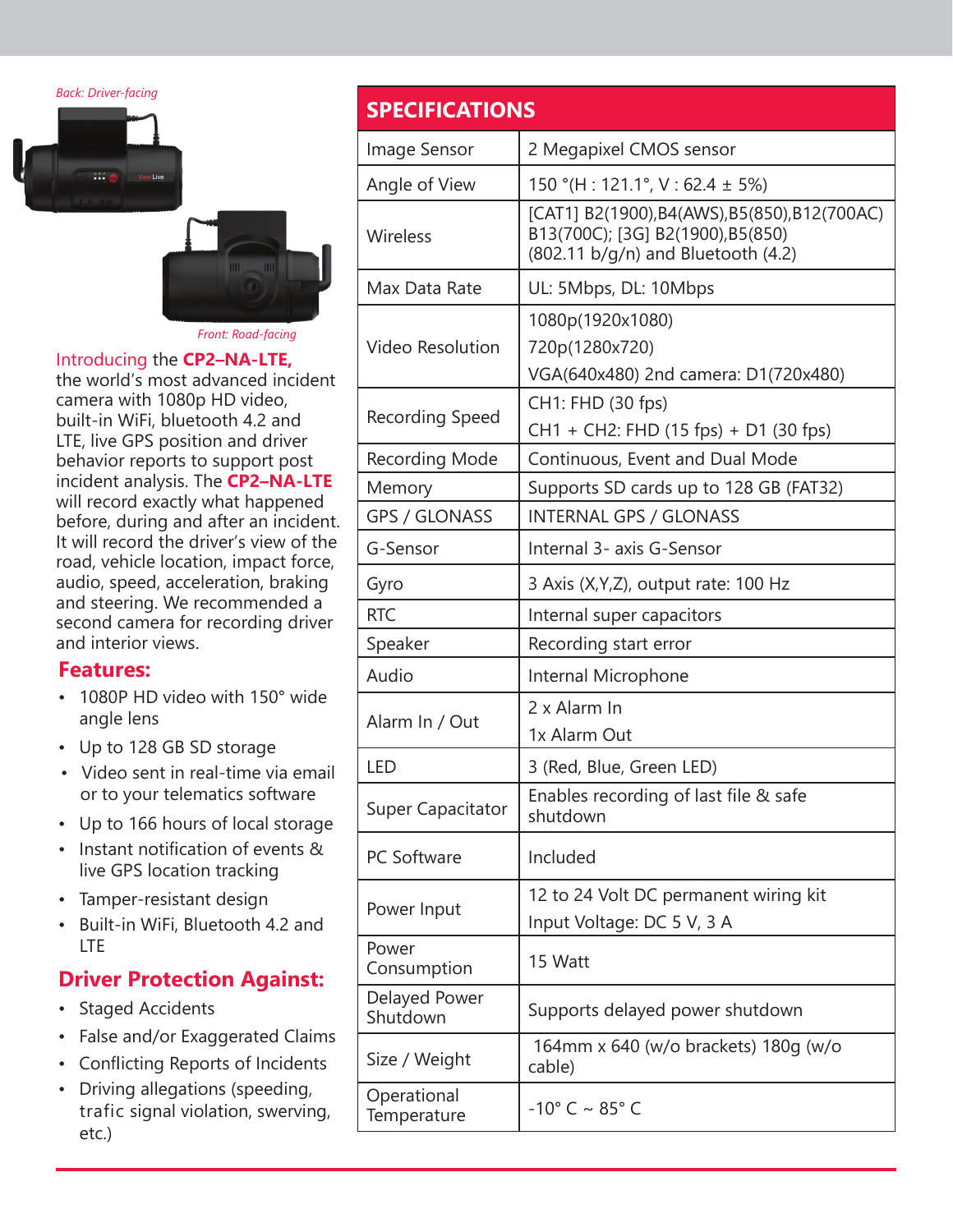*Back: Driver-facing*

*Front: Road-facing*

Introducing the **CP2–NA-LTE,** the world's most advanced incident camera with 1080p HD video, built-in WiFi, bluetooth 4.2 and LTE, live GPS position and driver behavior reports to support post incident analysis. The **CP2–NA-LTE** will record exactly what happened before, during and after an incident. It will record the driver's view of the road, vehicle location, impact force, audio, speed, acceleration, braking and steering. We recommended a second camera for recording driver and interior views.

## Features:

- 1080P HD video with 150° wide angle lens
- Up to 128 GB SD storage
- Video sent in real-time via email or to your telematics software
- Up to 166 hours of local storage
- Instant notification of events & live GPS location tracking
- Tamper-resistant design
- Built-in WiFi, Bluetooth 4.2 and LTE

## Driver Protection Against:

- Staged Accidents
- False and/or Exaggerated Claims
- Conflicting Reports of Incidents
- Driving allegations (speeding, trafic signal violation, swerving, etc.)

## SPECIFICATIONS

| | |
|---|---|
| Image Sensor | 2 Megapixel CMOS sensor |
| Angle of View | 150 °(H : 121.1°, V : 62.4 ± 5%) |
| Wireless | [CAT1] B2(1900),B4(AWS),B5(850),B12(700AC) B13(700C); [3G] B2(1900),B5(850) (802.11 b/g/n) and Bluetooth (4.2) |
| Max Data Rate | UL: 5Mbps, DL: 10Mbps |
| Video Resolution | 1080p(1920x1080)<br>720p(1280x720)<br>VGA(640x480) 2nd camera: D1(720x480) |
| Recording Speed | CH1: FHD (30 fps)<br>CH1 + CH2: FHD (15 fps) + D1 (30 fps) |
| Recording Mode | Continuous, Event and Dual Mode |
| Memory | Supports SD cards up to 128 GB (FAT32) |
| GPS / GLONASS | INTERNAL GPS / GLONASS |
| G-Sensor | Internal 3- axis G-Sensor |
| Gyro | 3 Axis (X,Y,Z), output rate: 100 Hz |
| RTC | Internal super capacitors |
| Speaker | Recording start error |
| Audio | Internal Microphone |
| Alarm In / Out | 2 x Alarm In<br>1x Alarm Out |
| LED | 3 (Red, Blue, Green LED) |
| Super Capacitator | Enables recording of last file & safe shutdown |
| PC Software | Included |
| Power Input | 12 to 24 Volt DC permanent wiring kit<br>Input Voltage: DC 5 V, 3 A |
| Power Consumption | 15 Watt |
| Delayed Power Shutdown | Supports delayed power shutdown |
| Size / Weight | 164mm x 640 (w/o brackets) 180g (w/o cable) |
| Operational Temperature | -10° C ~ 85° C |